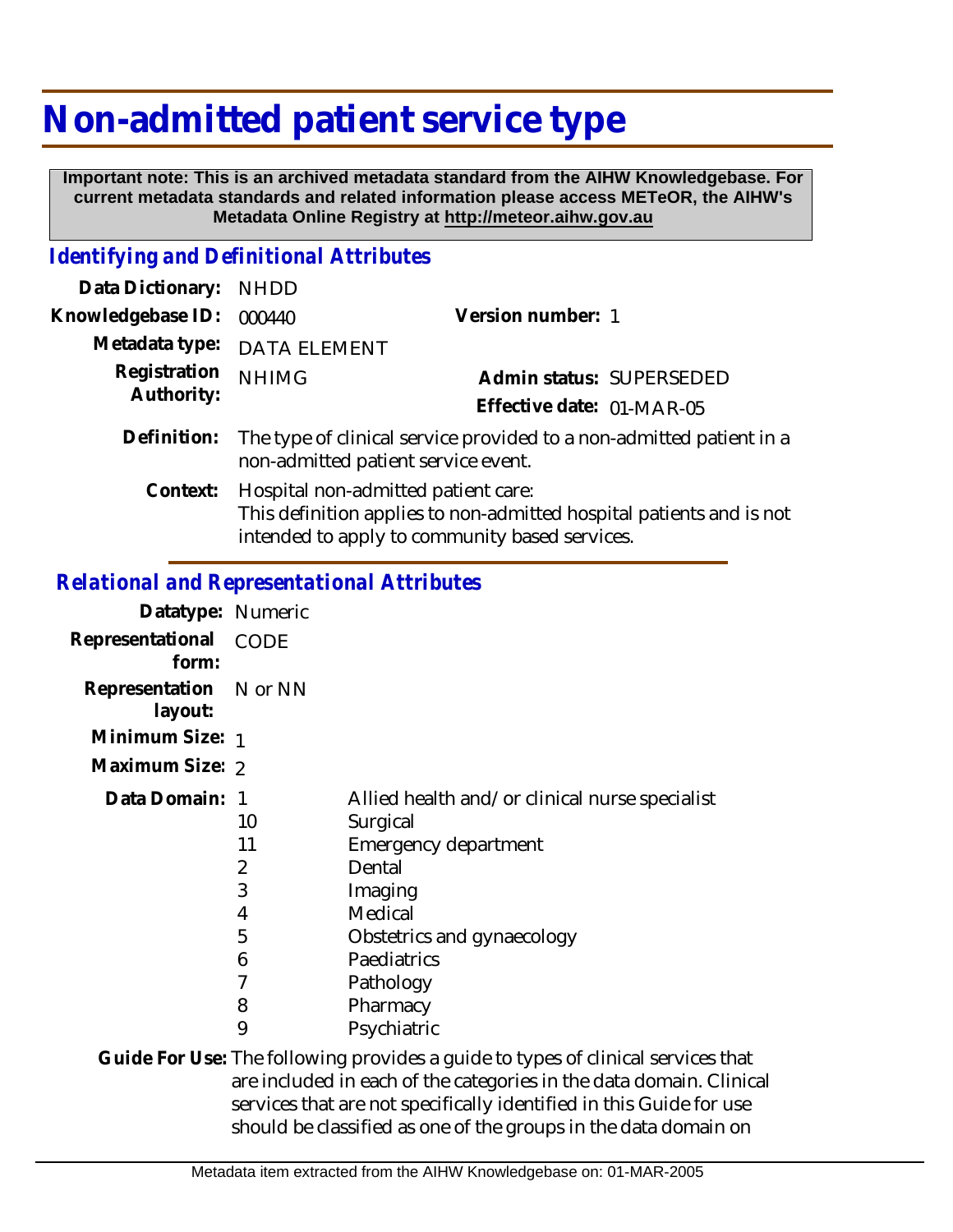# Non-admitted patient service type

**Important note: This is an archived metadata standard from the AIHW Knowledgebase. For current metadata standards and related information please access METeOR, the AIHW's Metadata Online Registry at http://meteor.aihw.gov.au**

## *Identifying and Definitional Attributes*

**Data Dictionary:** NHDD

**Knowledgebase ID:** 000440

**Version number:** 1

**Metadata type:** DATA ELEMENT

**Registration Authority:** NHIMG

**Admin status:** SUPERSEDED

**Effective date:** 01-MAR-05

**Definition:** The type of clinical service provided to a non-admitted patient in a non-admitted patient service event.

**Context:** Hospital non-admitted patient care:
This definition applies to non-admitted hospital patients and is not intended to apply to community based services.

## *Relational and Representational Attributes*

**Datatype:** Numeric

**Representational form:** CODE

**Representation layout:** N or NN

**Minimum Size:** 1

**Maximum Size:** 2

**Data Domain:**

| Code | Description |
|---|---|
| 1 | Allied health and/or clinical nurse specialist |
| 10 | Surgical |
| 11 | Emergency department |
| 2 | Dental |
| 3 | Imaging |
| 4 | Medical |
| 5 | Obstetrics and gynaecology |
| 6 | Paediatrics |
| 7 | Pathology |
| 8 | Pharmacy |
| 9 | Psychiatric |

**Guide For Use:** The following provides a guide to types of clinical services that are included in each of the categories in the data domain. Clinical services that are not specifically identified in this Guide for use should be classified as one of the groups in the data domain on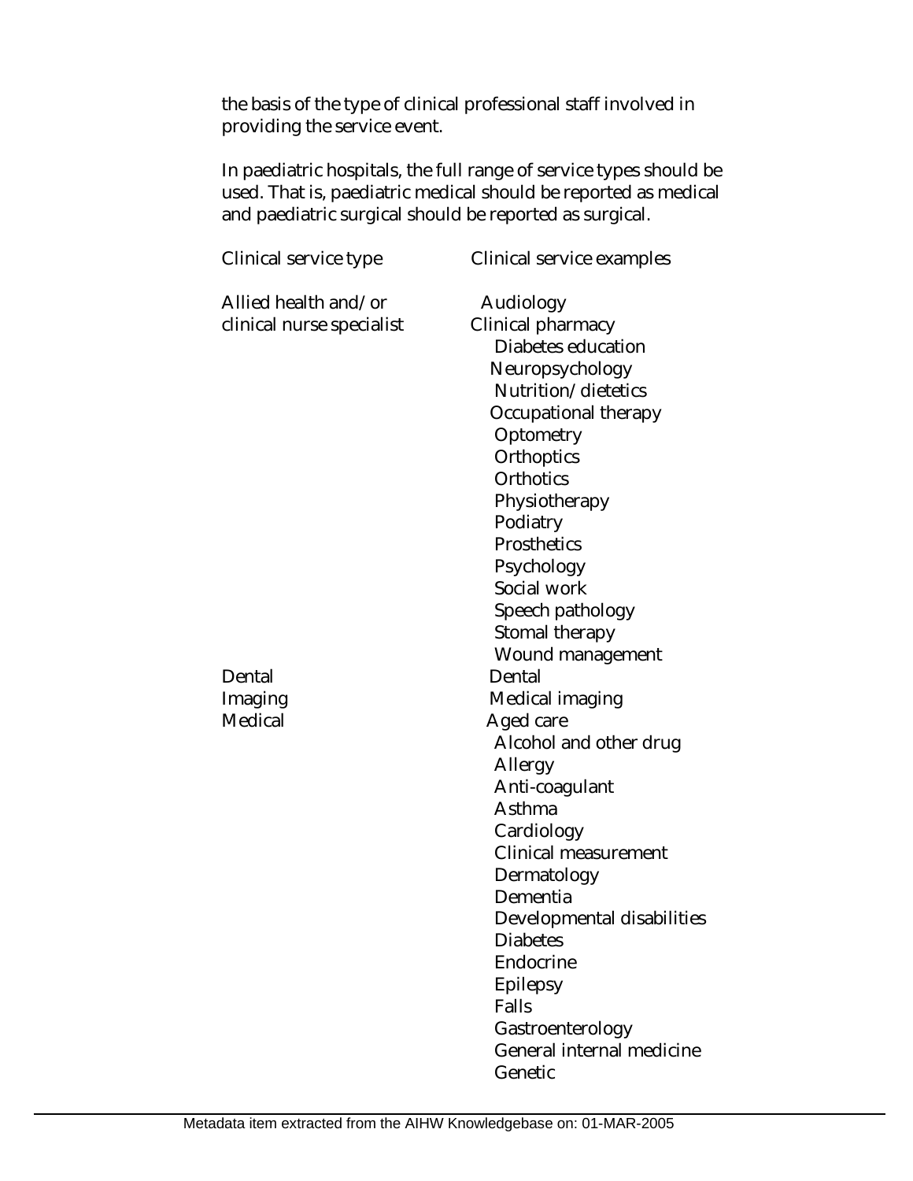the basis of the type of clinical professional staff involved in providing the service event.

In paediatric hospitals, the full range of service types should be used. That is, paediatric medical should be reported as medical and paediatric surgical should be reported as surgical.

| Clinical service type | Clinical service examples |
|---|---|
| Allied health and/or clinical nurse specialist | Audiology |
| | Clinical pharmacy |
| | Diabetes education |
| | Neuropsychology |
| | Nutrition/dietetics |
| | Occupational therapy |
| | Optometry |
| | Orthoptics |
| | Orthotics |
| | Physiotherapy |
| | Podiatry |
| | Prosthetics |
| | Psychology |
| | Social work |
| | Speech pathology |
| | Stomal therapy |
| | Wound management |
| Dental | Dental |
| Imaging | Medical imaging |
| Medical | Aged care |
| | Alcohol and other drug |
| | Allergy |
| | Anti-coagulant |
| | Asthma |
| | Cardiology |
| | Clinical measurement |
| | Dermatology |
| | Dementia |
| | Developmental disabilities |
| | Diabetes |
| | Endocrine |
| | Epilepsy |
| | Falls |
| | Gastroenterology |
| | General internal medicine |
| | Genetic |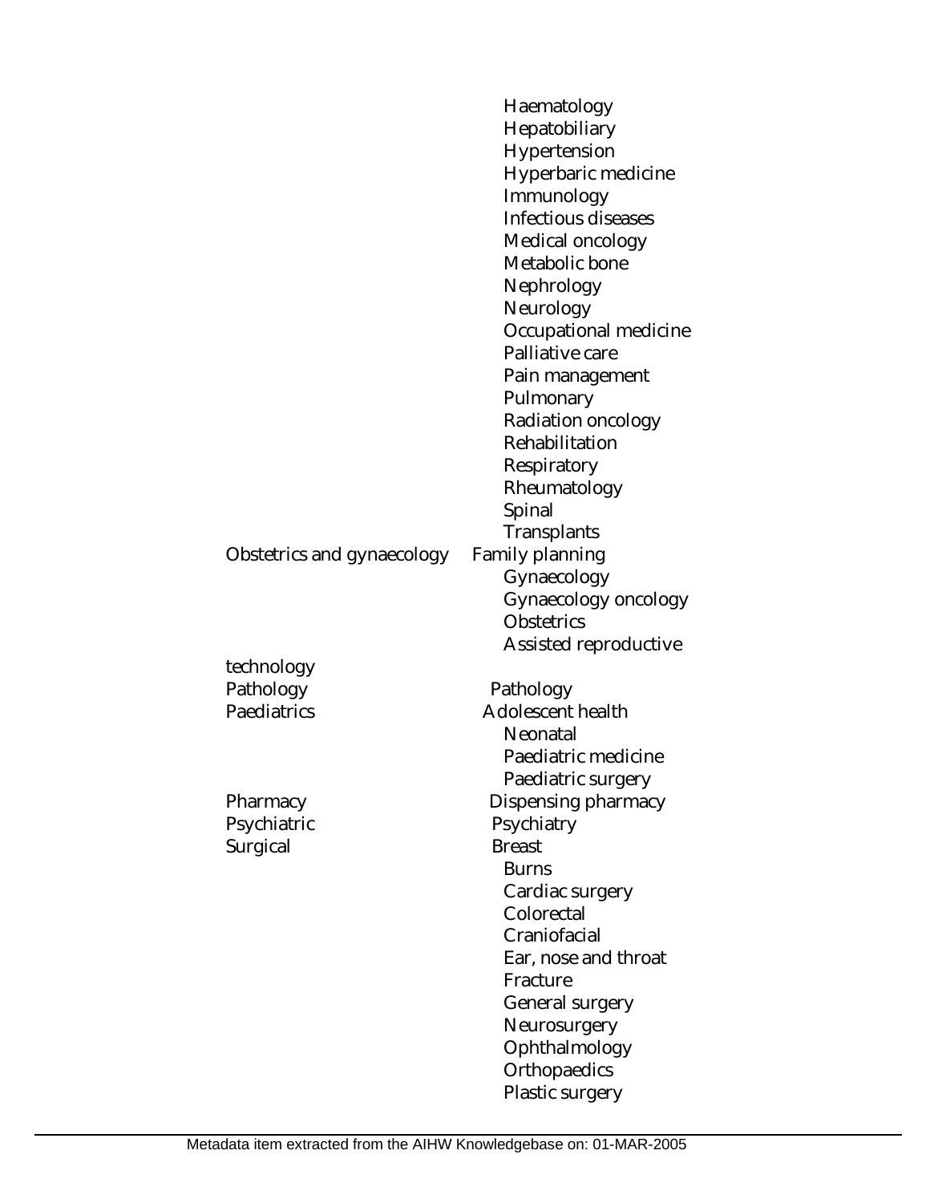| | |
|---|---|
| | Haematology |
| | Hepatobiliary |
| | Hypertension |
| | Hyperbaric medicine |
| | Immunology |
| | Infectious diseases |
| | Medical oncology |
| | Metabolic bone |
| | Nephrology |
| | Neurology |
| | Occupational medicine |
| | Palliative care |
| | Pain management |
| | Pulmonary |
| | Radiation oncology |
| | Rehabilitation |
| | Respiratory |
| | Rheumatology |
| | Spinal |
| | Transplants |
| Obstetrics and gynaecology | Family planning |
| | Gynaecology |
| | Gynaecology oncology |
| | Obstetrics |
| | Assisted reproductive technology |
| Pathology | Pathology |
| Paediatrics | Adolescent health |
| | Neonatal |
| | Paediatric medicine |
| | Paediatric surgery |
| Pharmacy | Dispensing pharmacy |
| Psychiatric | Psychiatry |
| Surgical | Breast |
| | Burns |
| | Cardiac surgery |
| | Colorectal |
| | Craniofacial |
| | Ear, nose and throat |
| | Fracture |
| | General surgery |
| | Neurosurgery |
| | Ophthalmology |
| | Orthopaedics |
| | Plastic surgery |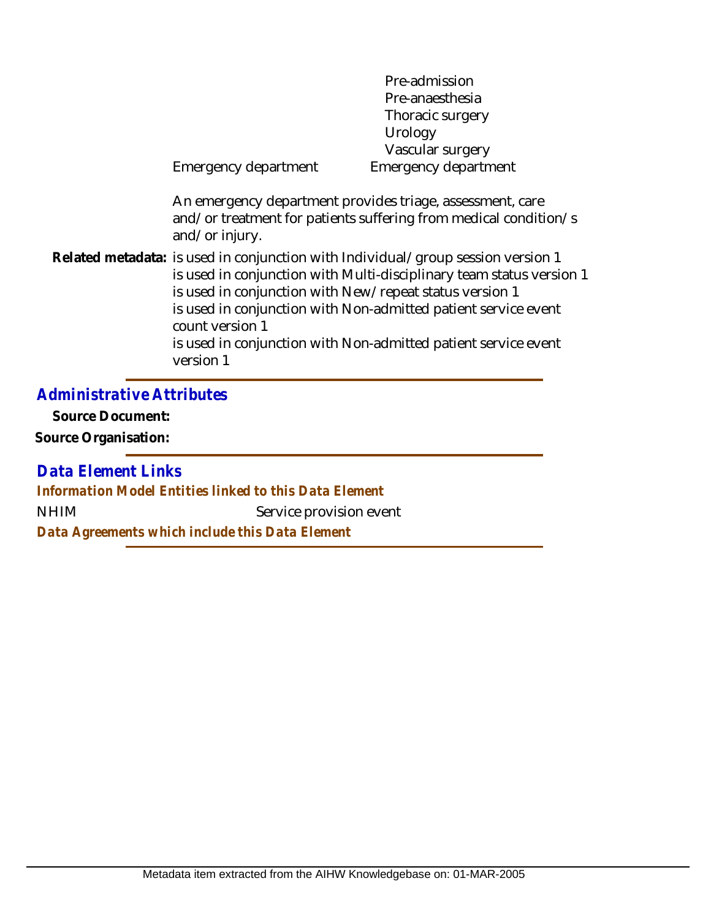| | |
|---|---|
| | Pre-admission |
| | Pre-anaesthesia |
| | Thoracic surgery |
| | Urology |
| | Vascular surgery |
| Emergency department | Emergency department |

An emergency department provides triage, assessment, care and/or treatment for patients suffering from medical condition/s and/or injury.

**Related metadata:** is used in conjunction with Individual/group session version 1
is used in conjunction with Multi-disciplinary team status version 1
is used in conjunction with New/repeat status version 1
is used in conjunction with Non-admitted patient service event count version 1
is used in conjunction with Non-admitted patient service event version 1

## Administrative Attributes

**Source Document:**

**Source Organisation:**

## Data Element Links

***Information Model Entities linked to this Data Element***

NHIM Service provision event

***Data Agreements which include this Data Element***

Metadata item extracted from the AIHW Knowledgebase on: 01-MAR-2005